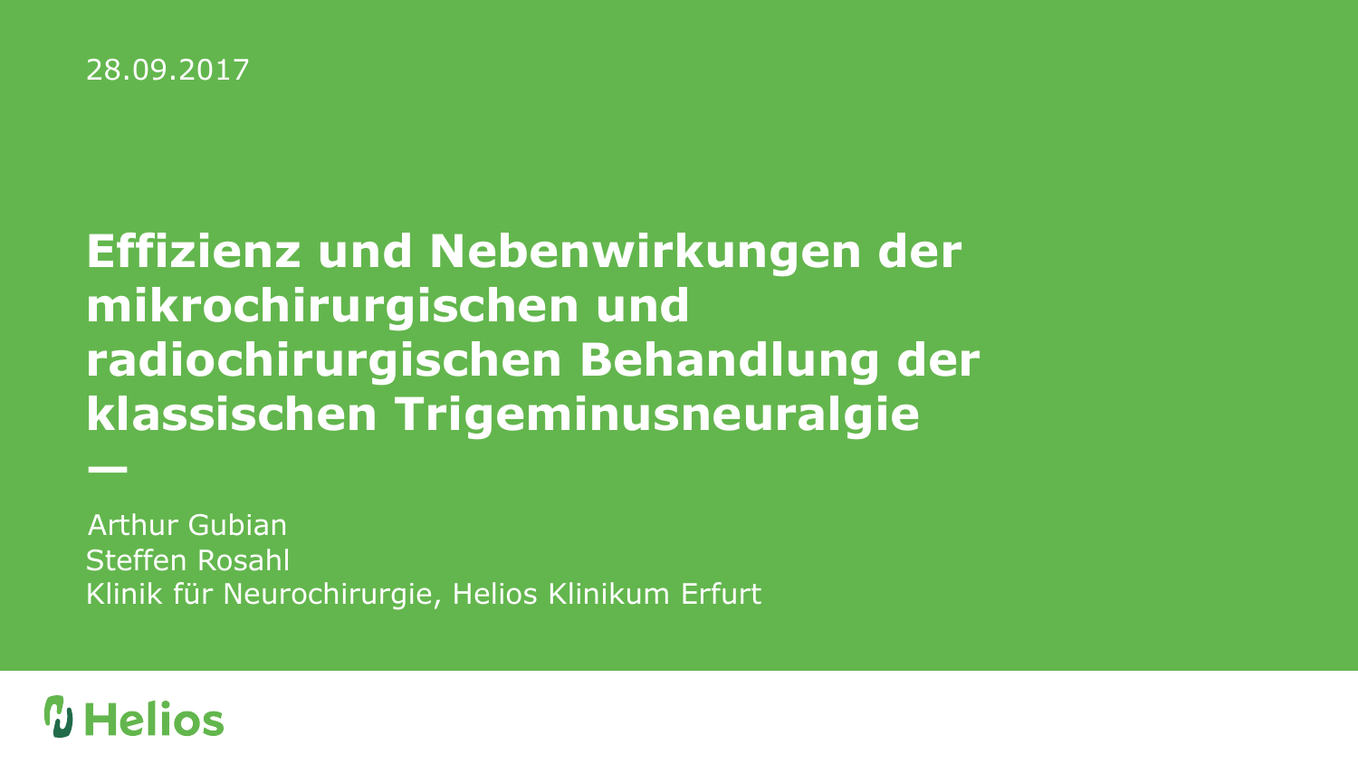28.09.2017

# Effizienz und Nebenwirkungen der mikrochirurgischen und radiochirurgischen Behandlung der klassischen Trigeminusneuralgie

Arthur Gubian
Steffen Rosahl
Klinik für Neurochirurgie, Helios Klinikum Erfurt

Helios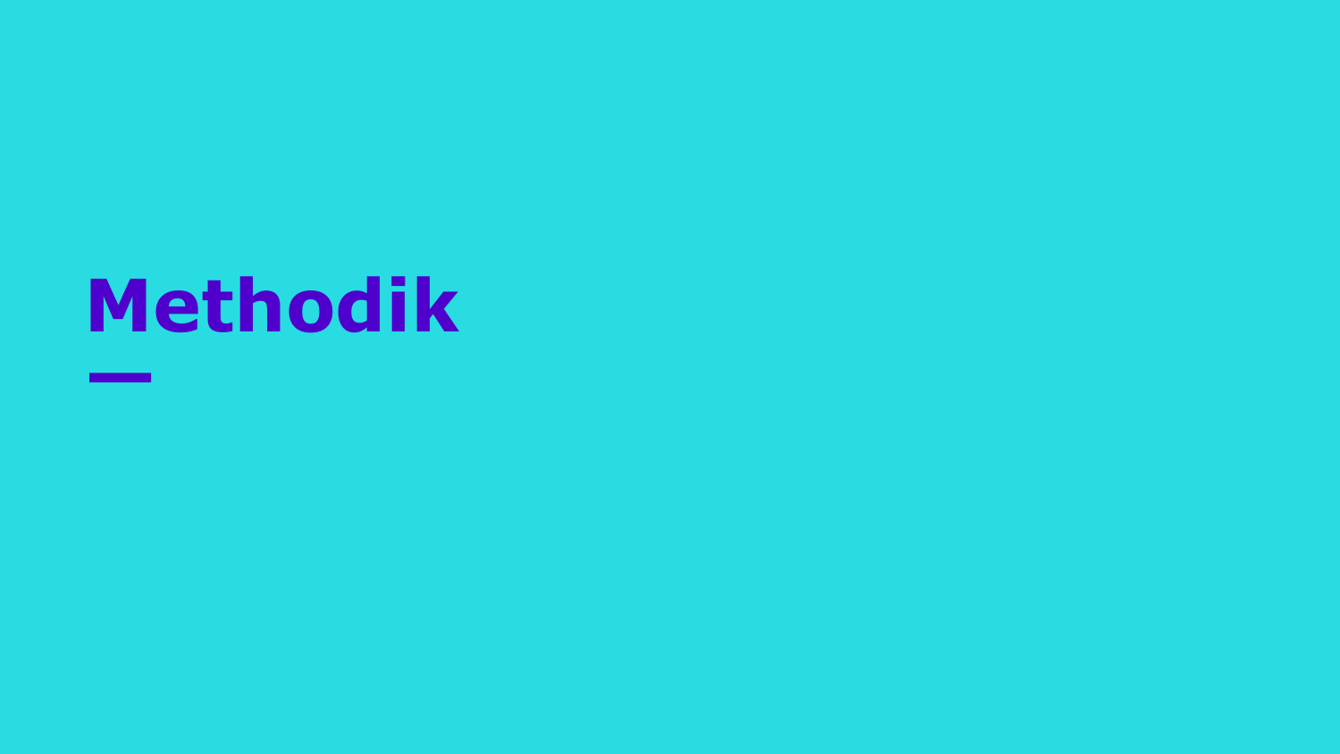# Methodik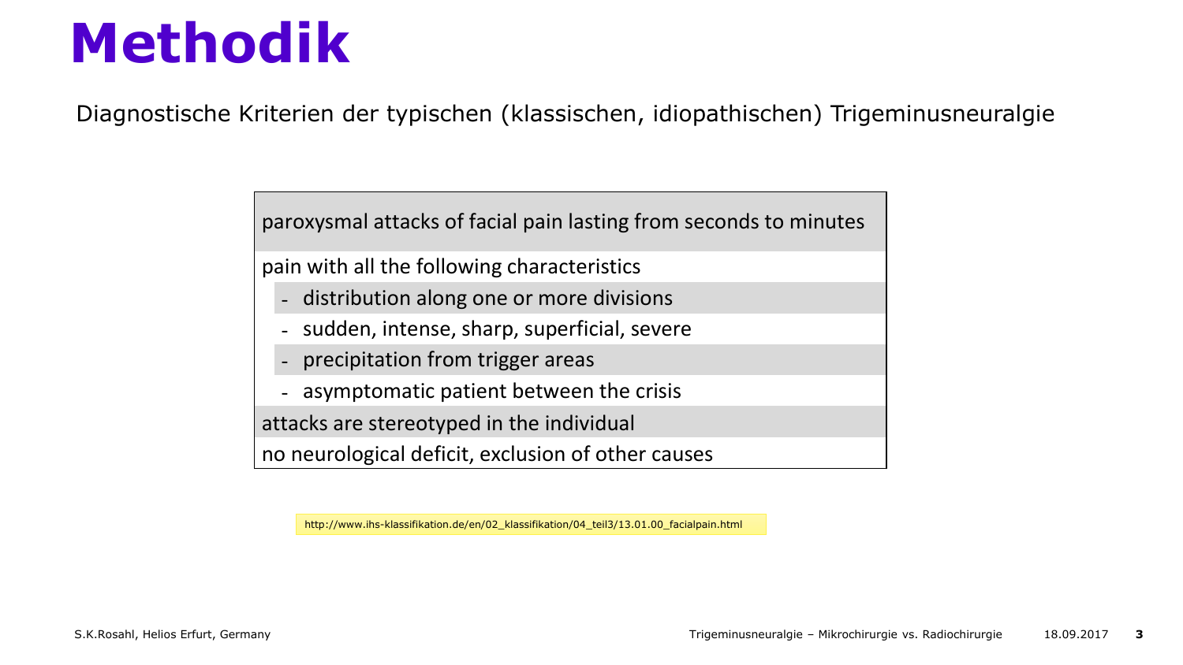# Methodik

Diagnostische Kriterien der typischen (klassischen, idiopathischen) Trigeminusneuralgie

| paroxysmal attacks of facial pain lasting from seconds to minutes |
| --- |
| pain with all the following characteristics |
| - distribution along one or more divisions |
| - sudden, intense, sharp, superficial, severe |
| - precipitation from trigger areas |
| - asymptomatic patient between the crisis |
| attacks are stereotyped in the individual |
| no neurological deficit, exclusion of other causes |

http://www.ihs-klassifikation.de/en/02_klassifikation/04_teil3/13.01.00_facialpain.html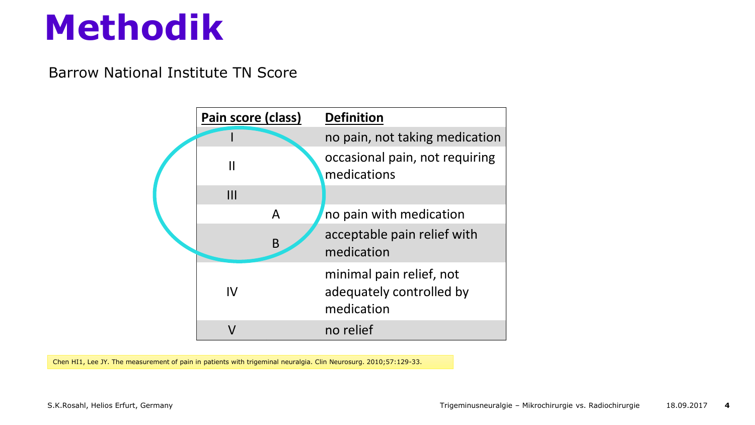# Methodik

Barrow National Institute TN Score

| Pain score (class) | Definition |
| --- | --- |
| I | no pain, not taking medication |
| II | occasional pain, not requiring medications |
| III | |
| A | no pain with medication |
| B | acceptable pain relief with medication |
| IV | minimal pain relief, not adequately controlled by medication |
| V | no relief |

Chen HI1, Lee JY. The measurement of pain in patients with trigeminal neuralgia. Clin Neurosurg. 2010;57:129-33.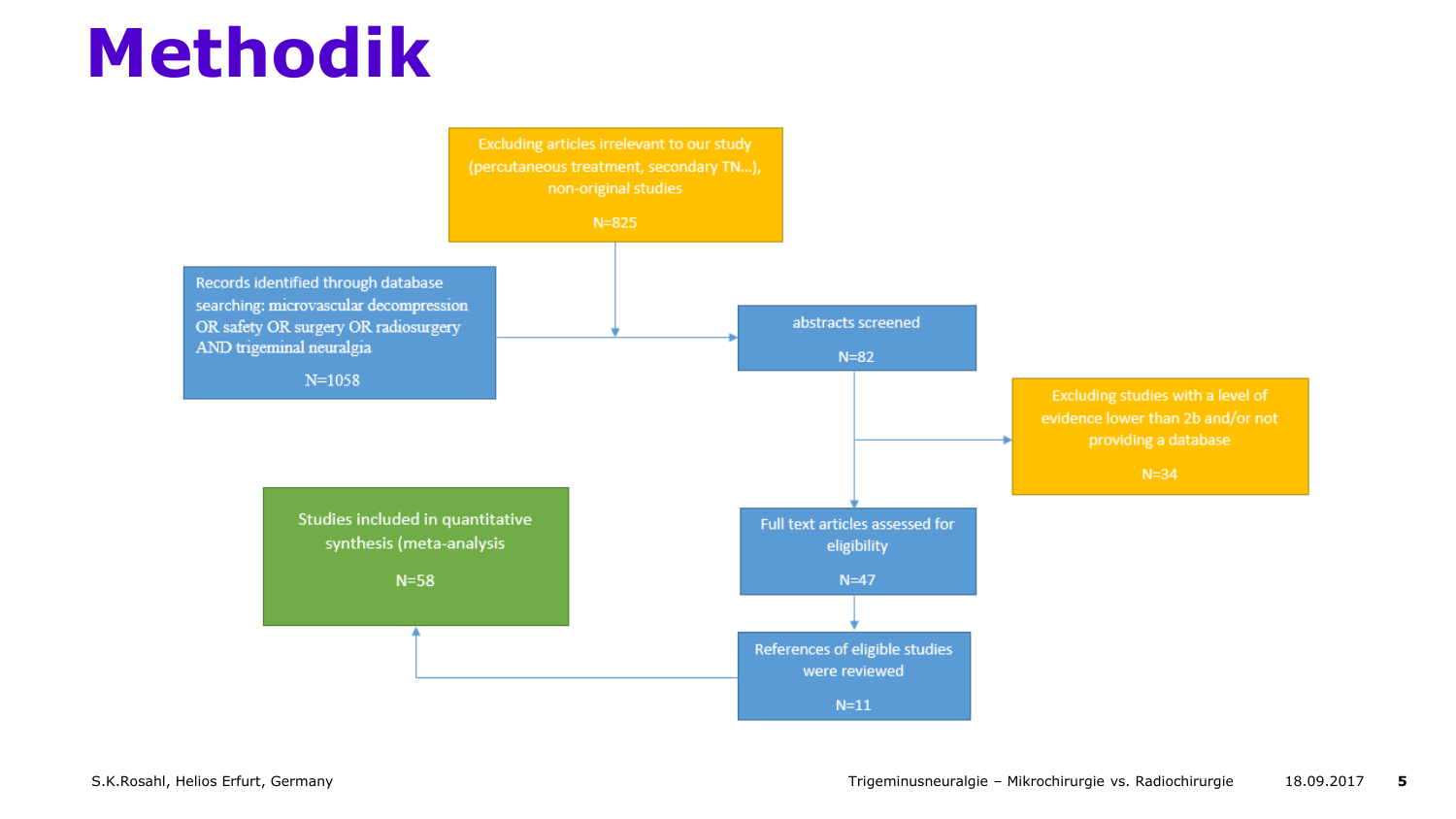# Methodik

Records identified through database searching: microvascular decompression OR safety OR surgery OR radiosurgery AND trigeminal neuralgia

N=1058

Excluding articles irrelevant to our study (percutaneous treatment, secondary TN…), non-original studies

N=825

abstracts screened

N=82

Excluding studies with a level of evidence lower than 2b and/or not providing a database

N=34

Full text articles assessed for eligibility

N=47

References of eligible studies were reviewed

N=11

Studies included in quantitative synthesis (meta-analysis

N=58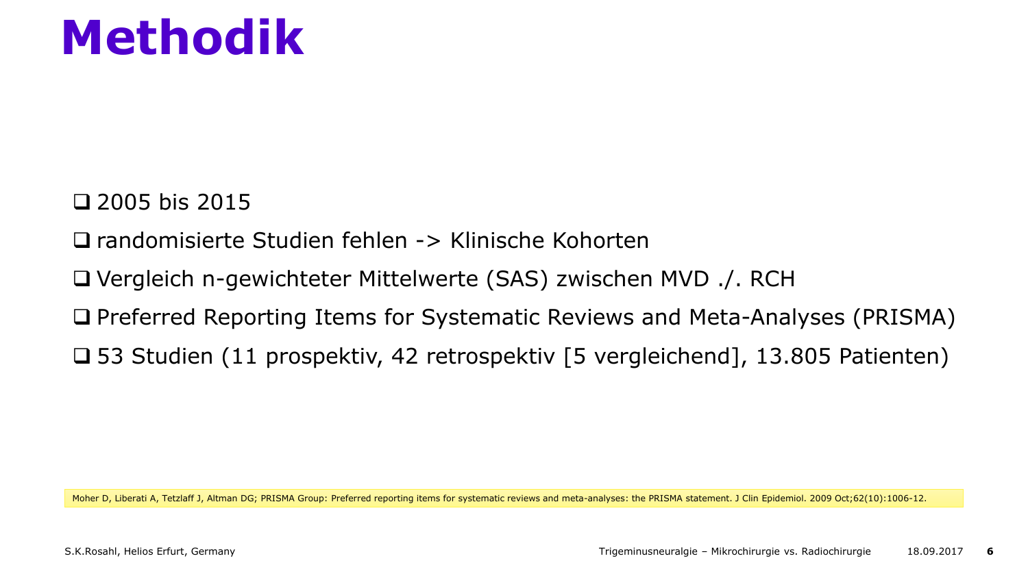# Methodik

- 2005 bis 2015
- randomisierte Studien fehlen -> Klinische Kohorten
- Vergleich n-gewichteter Mittelwerte (SAS) zwischen MVD ./. RCH
- Preferred Reporting Items for Systematic Reviews and Meta-Analyses (PRISMA)
- 53 Studien (11 prospektiv, 42 retrospektiv [5 vergleichend], 13.805 Patienten)

Moher D, Liberati A, Tetzlaff J, Altman DG; PRISMA Group: Preferred reporting items for systematic reviews and meta-analyses: the PRISMA statement. J Clin Epidemiol. 2009 Oct;62(10):1006-12.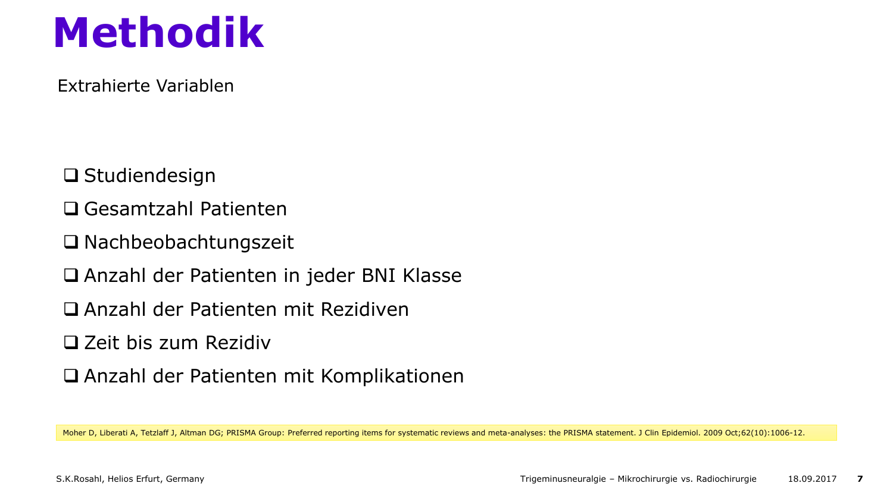# Methodik

Extrahierte Variablen

- Studiendesign
- Gesamtzahl Patienten
- Nachbeobachtungszeit
- Anzahl der Patienten in jeder BNI Klasse
- Anzahl der Patienten mit Rezidiven
- Zeit bis zum Rezidiv
- Anzahl der Patienten mit Komplikationen

Moher D, Liberati A, Tetzlaff J, Altman DG; PRISMA Group: Preferred reporting items for systematic reviews and meta-analyses: the PRISMA statement. J Clin Epidemiol. 2009 Oct;62(10):1006-12.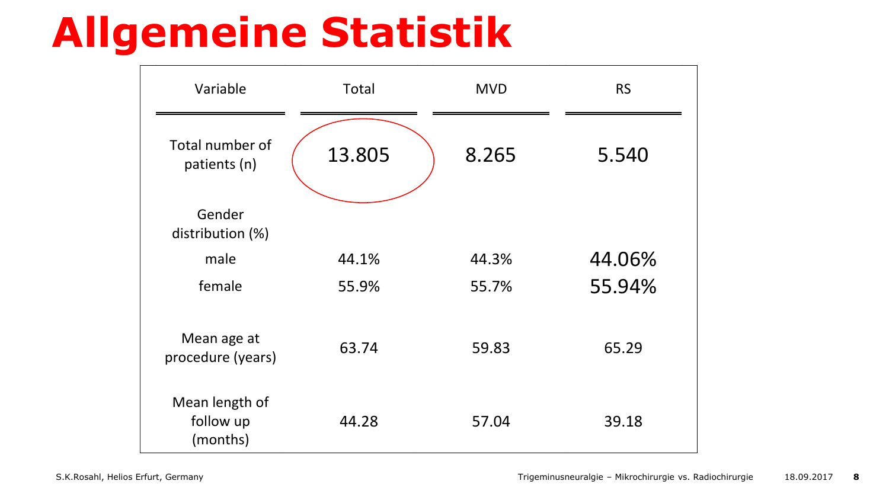# Allgemeine Statistik

| Variable | Total | MVD | RS |
|---|---|---|---|
| Total number of patients (n) | 13.805 | 8.265 | 5.540 |
| Gender distribution (%) | | | |
| male | 44.1% | 44.3% | 44.06% |
| female | 55.9% | 55.7% | 55.94% |
| Mean age at procedure (years) | 63.74 | 59.83 | 65.29 |
| Mean length of follow up (months) | 44.28 | 57.04 | 39.18 |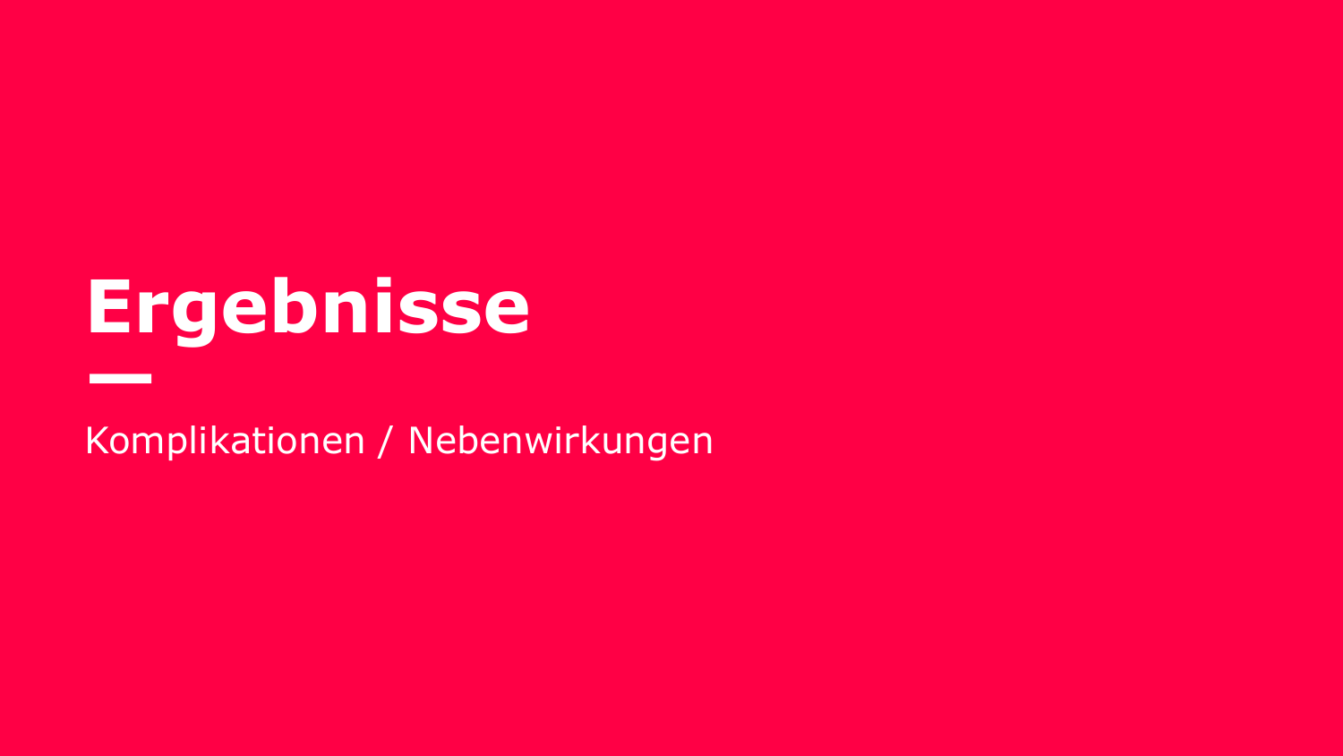# Ergebnisse

Komplikationen / Nebenwirkungen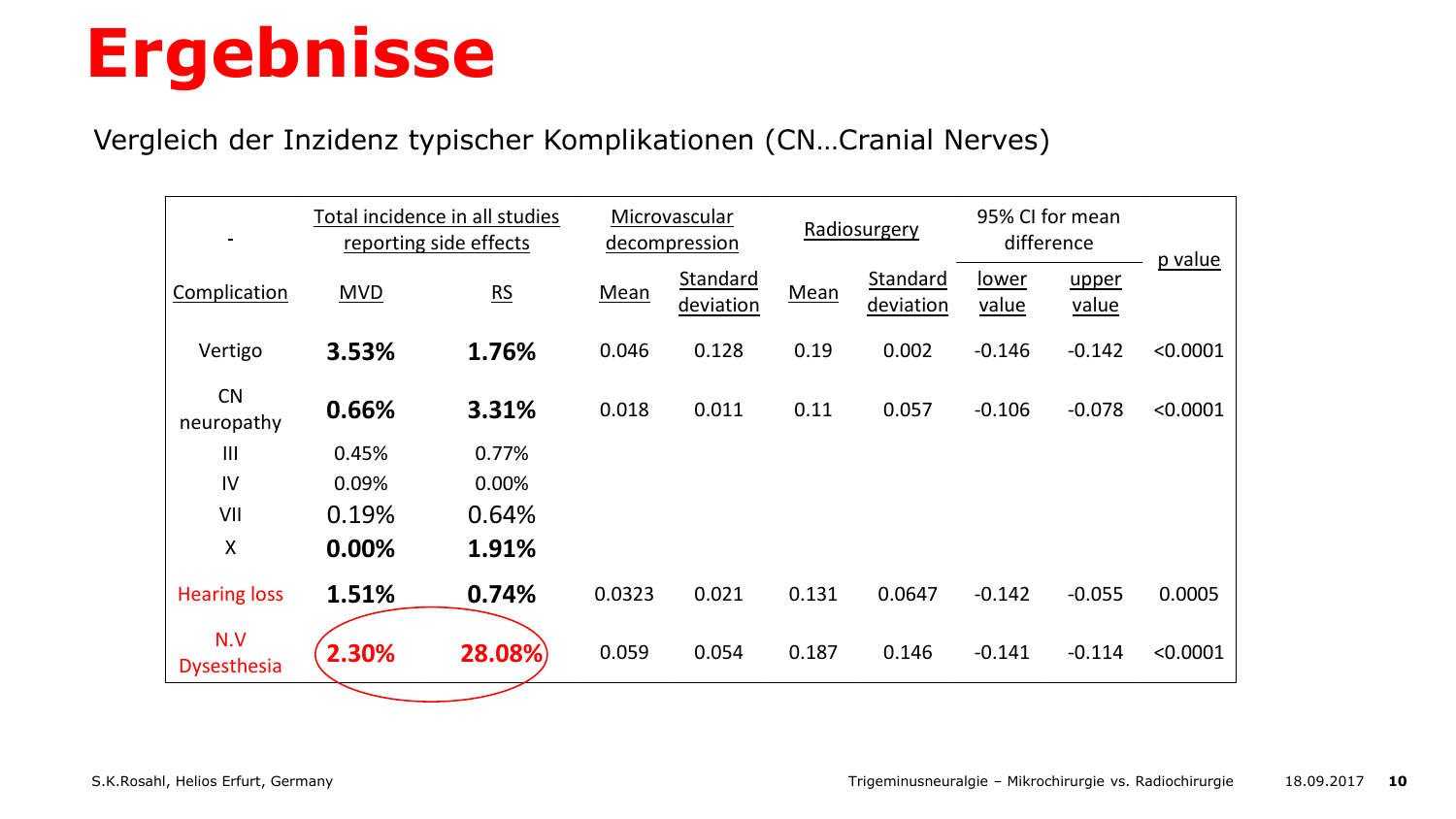# Ergebnisse

Vergleich der Inzidenz typischer Komplikationen (CN…Cranial Nerves)

| - | Total incidence in all studies reporting side effects | | Microvascular decompression | | Radiosurgery | | 95% CI for mean difference | | p value |
|---|---|---|---|---|---|---|---|---|---|
| Complication | MVD | RS | Mean | Standard deviation | Mean | Standard deviation | lower value | upper value | |
| Vertigo | **3.53%** | **1.76%** | 0.046 | 0.128 | 0.19 | 0.002 | -0.146 | -0.142 | <0.0001 |
| CN neuropathy | **0.66%** | **3.31%** | 0.018 | 0.011 | 0.11 | 0.057 | -0.106 | -0.078 | <0.0001 |
| III | 0.45% | 0.77% | | | | | | | |
| IV | 0.09% | 0.00% | | | | | | | |
| VII | 0.19% | 0.64% | | | | | | | |
| X | **0.00%** | **1.91%** | | | | | | | |
| Hearing loss | **1.51%** | **0.74%** | 0.0323 | 0.021 | 0.131 | 0.0647 | -0.142 | -0.055 | 0.0005 |
| N.V Dysesthesia | **2.30%** | **28.08%** | 0.059 | 0.054 | 0.187 | 0.146 | -0.141 | -0.114 | <0.0001 |

S.K.Rosahl, Helios Erfurt, Germany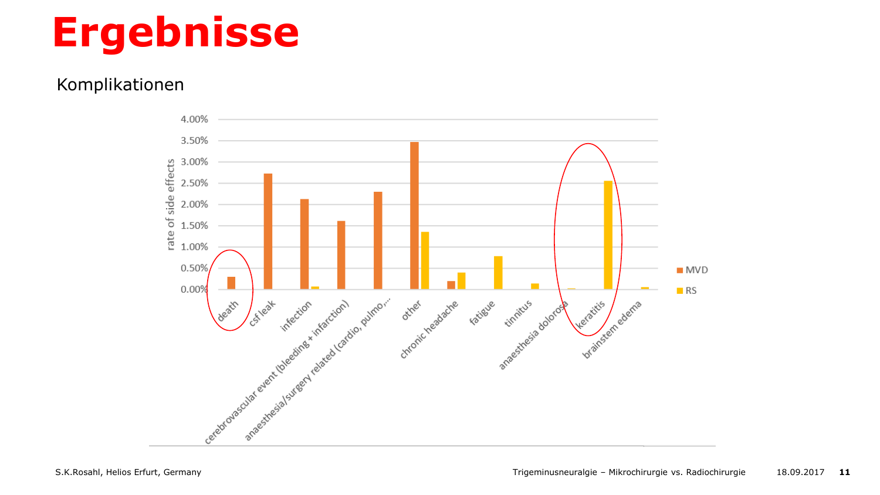# Ergebnisse

Komplikationen

| | MVD | RS |
|---|---|---|
| death | 0.30% | |
| csf leak | 2.73% | |
| infection | 2.13% | 0.07% |
| cerebrovascular event (bleeding + infarction) | 1.62% | |
| anaesthesia/surgery related (cardio, pulmo,... | 2.30% | |
| other | 3.47% | 1.36% |
| chronic headache | 0.20% | 0.40% |
| fatigue | | 0.79% |
| tinnitus | | 0.14% |
| anaesthesia dolorosa | | 0.03% |
| keratitis | | 2.56% |
| brainstem edema | | 0.05% |

rate of side effects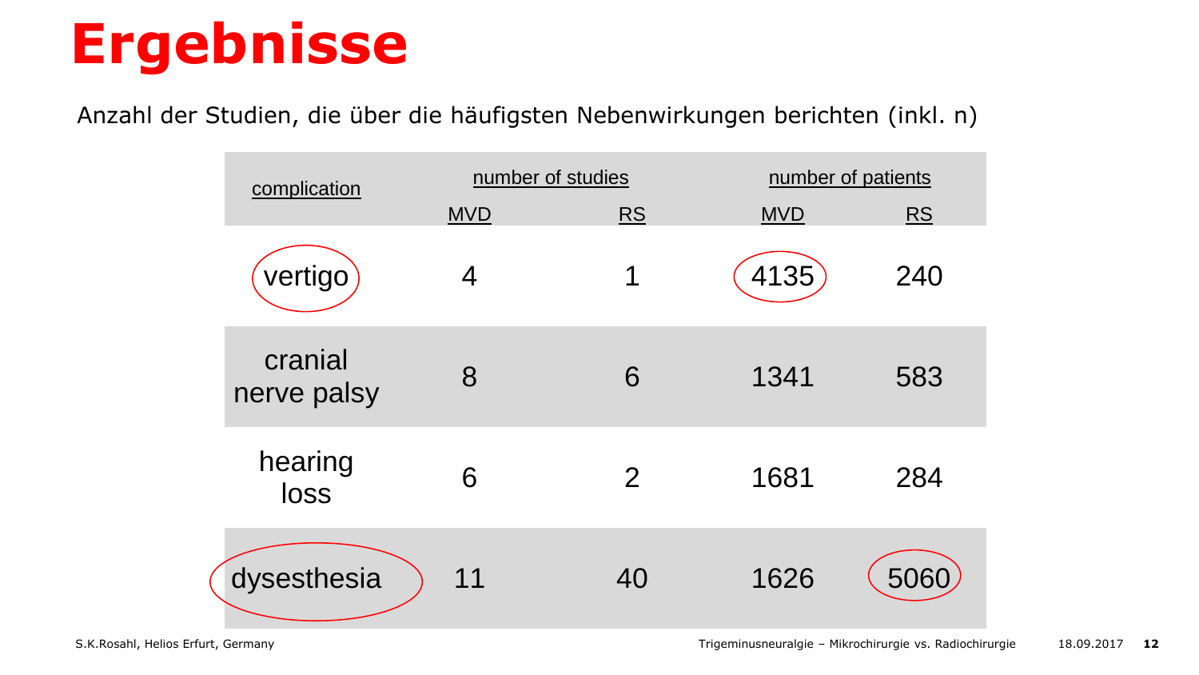# Ergebnisse

Anzahl der Studien, die über die häufigsten Nebenwirkungen berichten (inkl. n)

| complication | number of studies | | number of patients | |
|---|---|---|---|---|
| | MVD | RS | MVD | RS |
| vertigo | 4 | 1 | 4135 | 240 |
| cranial nerve palsy | 8 | 6 | 1341 | 583 |
| hearing loss | 6 | 2 | 1681 | 284 |
| dysesthesia | 11 | 40 | 1626 | 5060 |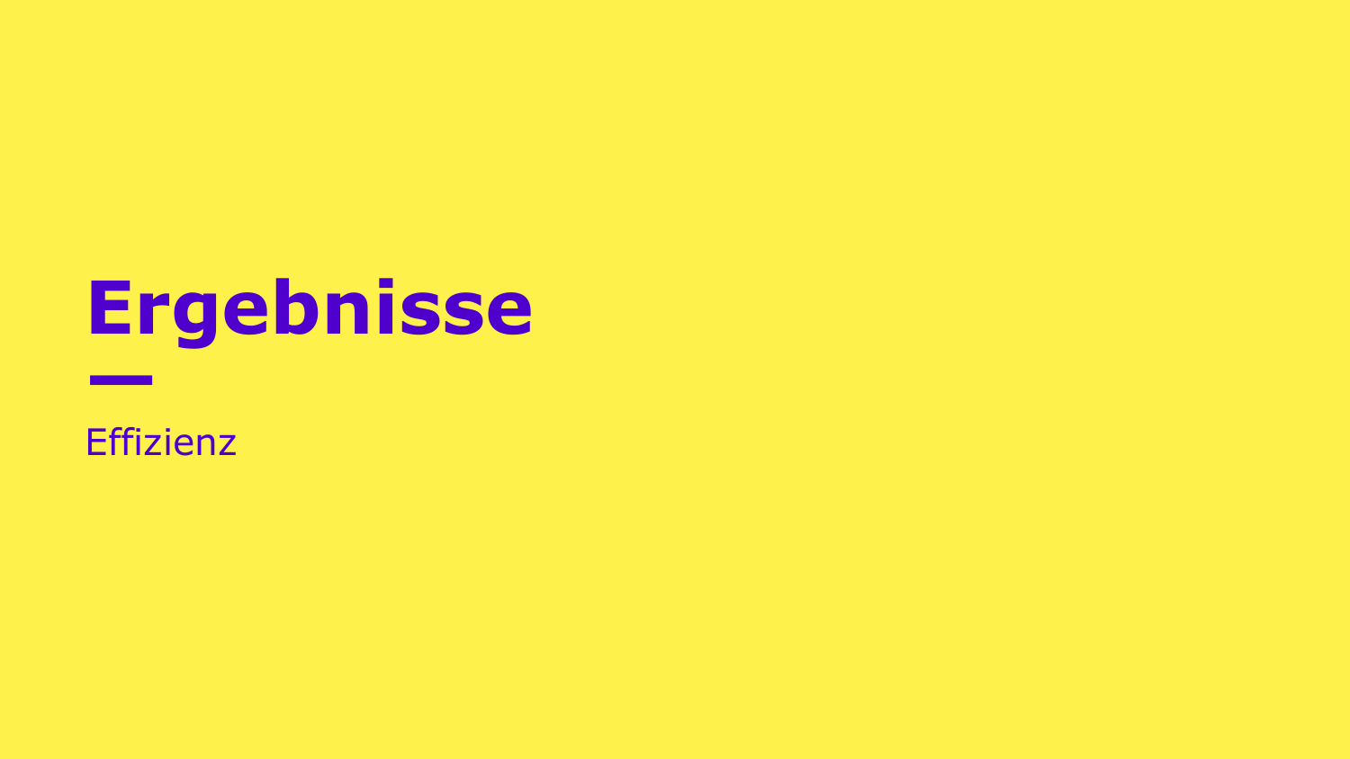# Ergebnisse

Effizienz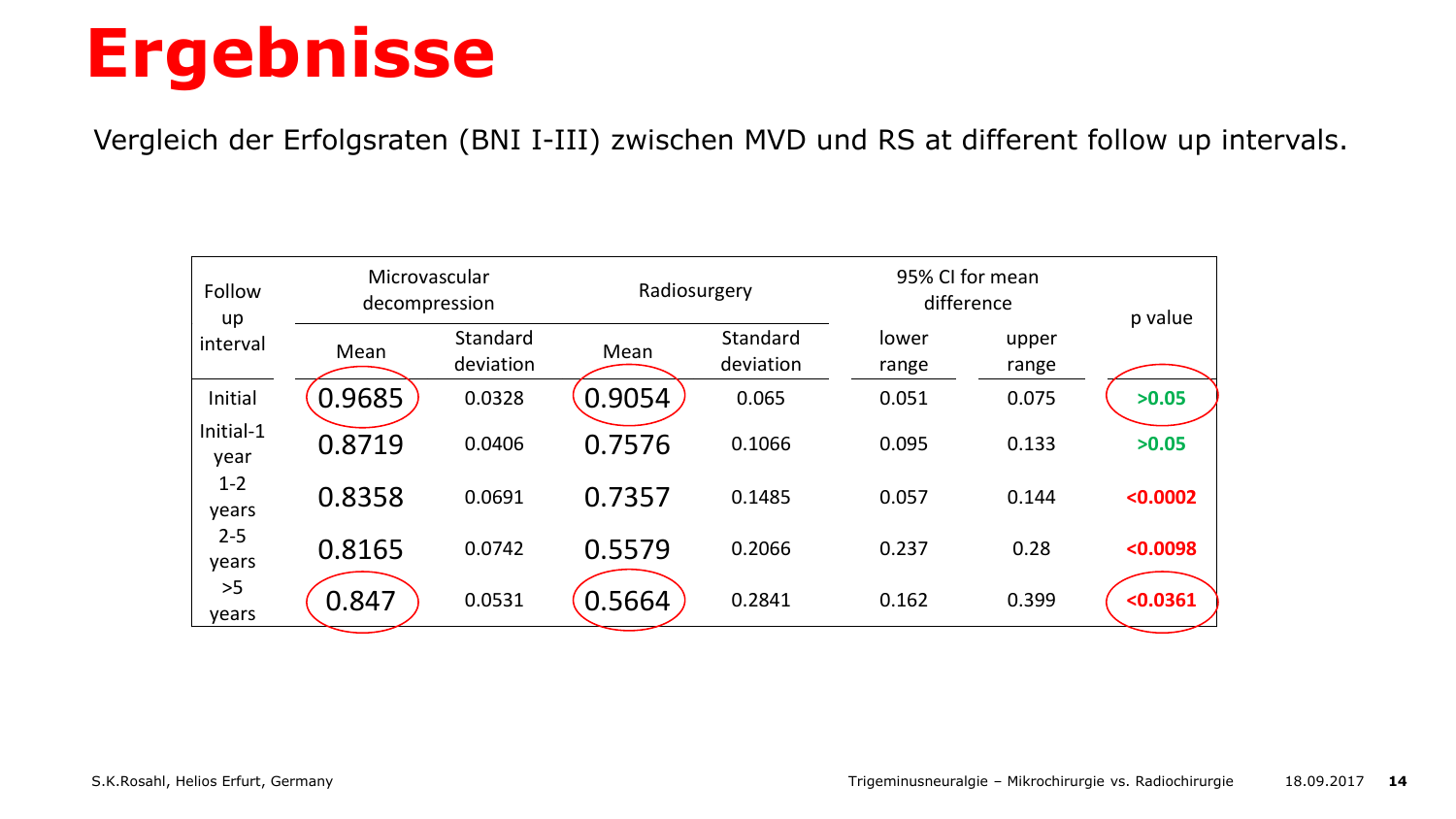# Ergebnisse

Vergleich der Erfolgsraten (BNI I-III) zwischen MVD und RS at different follow up intervals.

| Follow up interval | Microvascular decompression | | Radiosurgery | | 95% CI for mean difference | | p value |
|---|---|---|---|---|---|---|---|
| | Mean | Standard deviation | Mean | Standard deviation | lower range | upper range | |
| Initial | 0.9685 | 0.0328 | 0.9054 | 0.065 | 0.051 | 0.075 | >0.05 |
| Initial-1 year | 0.8719 | 0.0406 | 0.7576 | 0.1066 | 0.095 | 0.133 | >0.05 |
| 1-2 years | 0.8358 | 0.0691 | 0.7357 | 0.1485 | 0.057 | 0.144 | <0.0002 |
| 2-5 years | 0.8165 | 0.0742 | 0.5579 | 0.2066 | 0.237 | 0.28 | <0.0098 |
| >5 years | 0.847 | 0.0531 | 0.5664 | 0.2841 | 0.162 | 0.399 | <0.0361 |

S.K.Rosahl, Helios Erfurt, Germany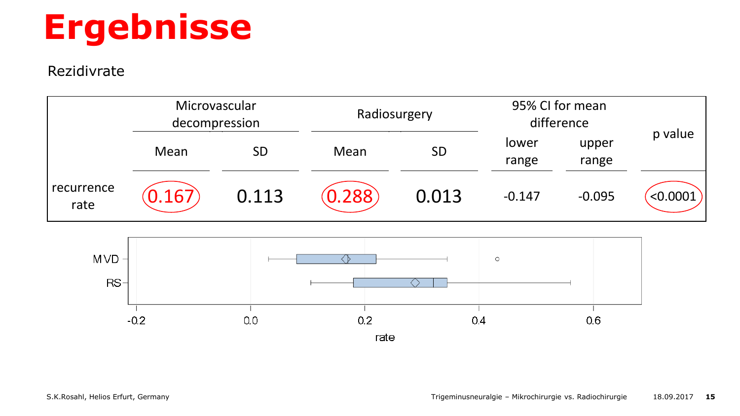# Ergebnisse

Rezidivrate

| | Microvascular decompression | | Radiosurgery | | 95% CI for mean difference | | p value |
|---|---|---|---|---|---|---|---|
| | Mean | SD | Mean | SD | lower range | upper range | |
| recurrence rate | 0.167 | 0.113 | 0.288 | 0.013 | -0.147 | -0.095 | <0.0001 |

MVD
RS

-0.2 0.0 0.2 0.4 0.6

rate

S.K.Rosahl, Helios Erfurt, Germany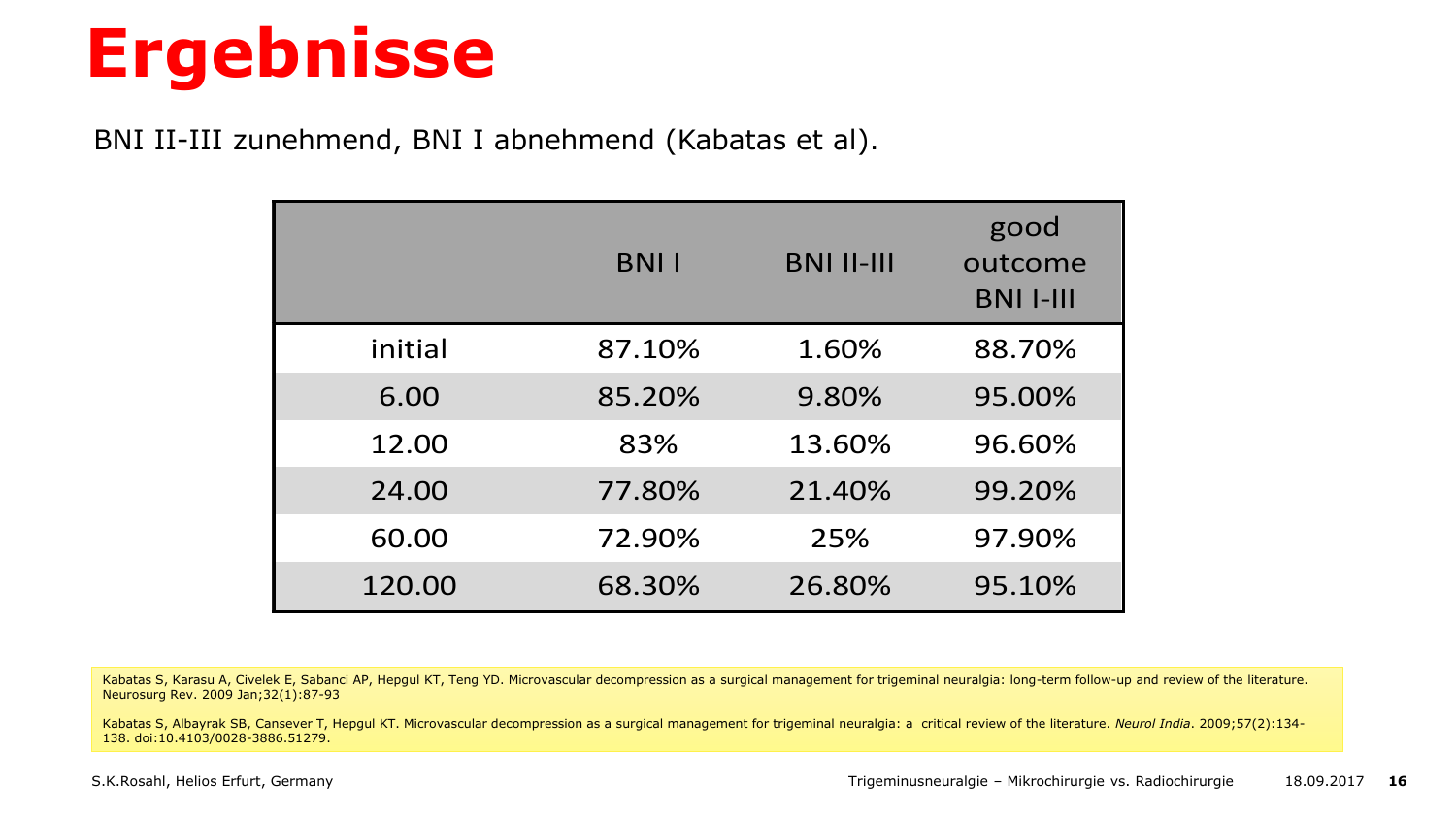# Ergebnisse

BNI II-III zunehmend, BNI I abnehmend (Kabatas et al).

| | BNI I | BNI II-III | good outcome BNI I-III |
|---|---|---|---|
| initial | 87.10% | 1.60% | 88.70% |
| 6.00 | 85.20% | 9.80% | 95.00% |
| 12.00 | 83% | 13.60% | 96.60% |
| 24.00 | 77.80% | 21.40% | 99.20% |
| 60.00 | 72.90% | 25% | 97.90% |
| 120.00 | 68.30% | 26.80% | 95.10% |

Kabatas S, Karasu A, Civelek E, Sabanci AP, Hepgul KT, Teng YD. Microvascular decompression as a surgical management for trigeminal neuralgia: long-term follow-up and review of the literature. Neurosurg Rev. 2009 Jan;32(1):87-93

Kabatas S, Albayrak SB, Cansever T, Hepgul KT. Microvascular decompression as a surgical management for trigeminal neuralgia: a critical review of the literature. *Neurol India*. 2009;57(2):134-138. doi:10.4103/0028-3886.51279.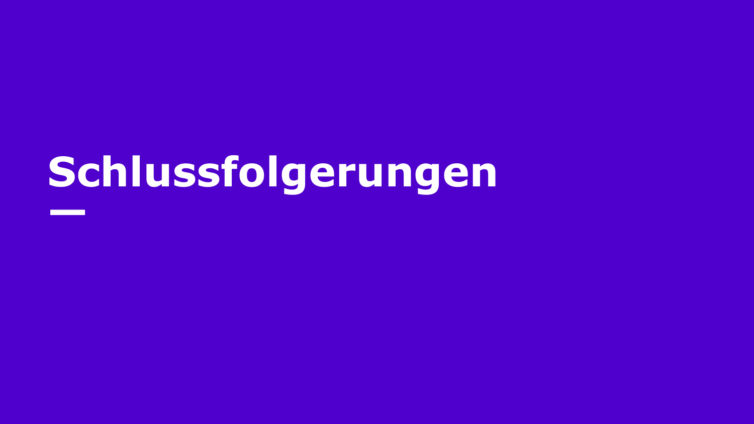# Schlussfolgerungen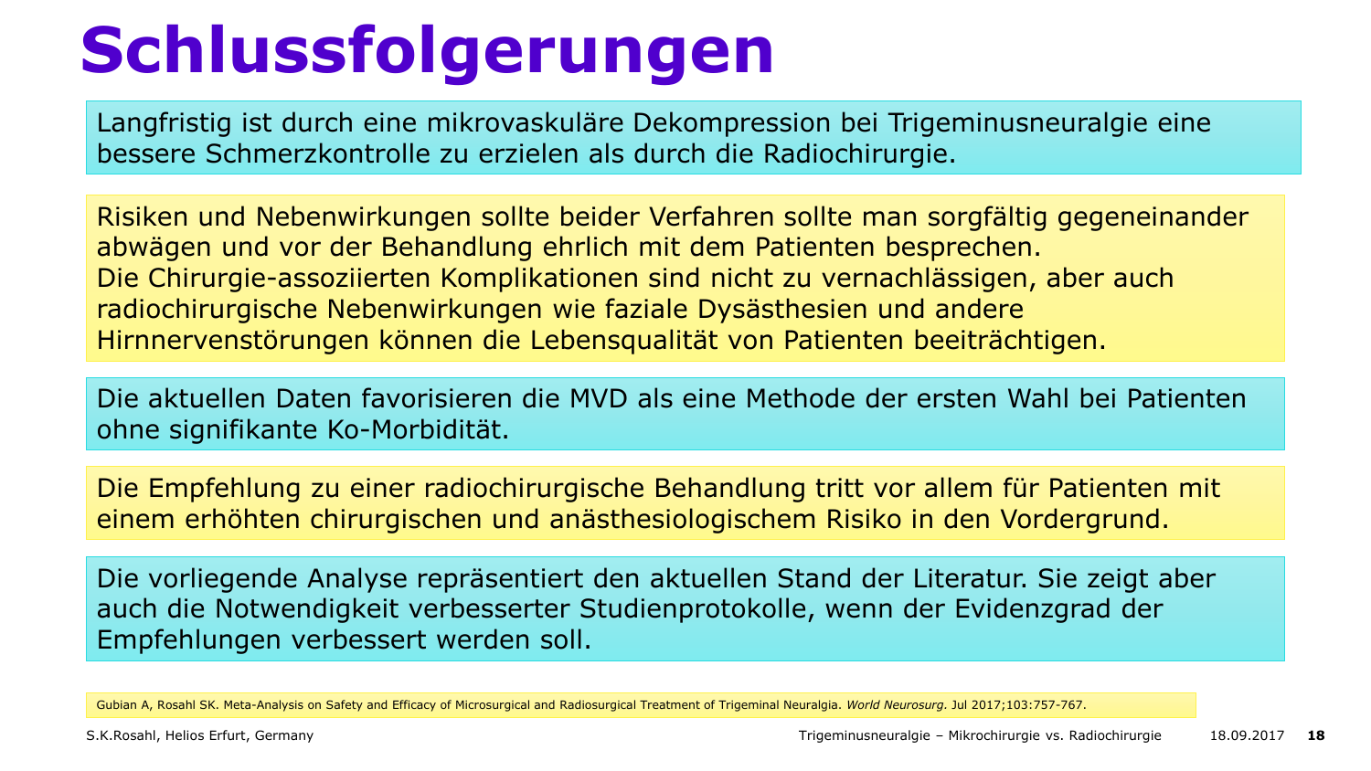# Schlussfolgerungen

Langfristig ist durch eine mikrovaskuläre Dekompression bei Trigeminusneuralgie eine bessere Schmerzkontrolle zu erzielen als durch die Radiochirurgie.

Risiken und Nebenwirkungen sollte beider Verfahren sollte man sorgfältig gegeneinander abwägen und vor der Behandlung ehrlich mit dem Patienten besprechen.
Die Chirurgie-assoziierten Komplikationen sind nicht zu vernachlässigen, aber auch radiochirurgische Nebenwirkungen wie faziale Dysästhesien und andere Hirnnervenstörungen können die Lebensqualität von Patienten beeinträchtigen.

Die aktuellen Daten favorisieren die MVD als eine Methode der ersten Wahl bei Patienten ohne signifikante Ko-Morbidität.

Die Empfehlung zu einer radiochirurgische Behandlung tritt vor allem für Patienten mit einem erhöhten chirurgischen und anästhesiologischem Risiko in den Vordergrund.

Die vorliegende Analyse repräsentiert den aktuellen Stand der Literatur. Sie zeigt aber auch die Notwendigkeit verbesserter Studienprotokolle, wenn der Evidenzgrad der Empfehlungen verbessert werden soll.

Gubian A, Rosahl SK. Meta-Analysis on Safety and Efficacy of Microsurgical and Radiosurgical Treatment of Trigeminal Neuralgia. *World Neurosurg.* Jul 2017;103:757-767.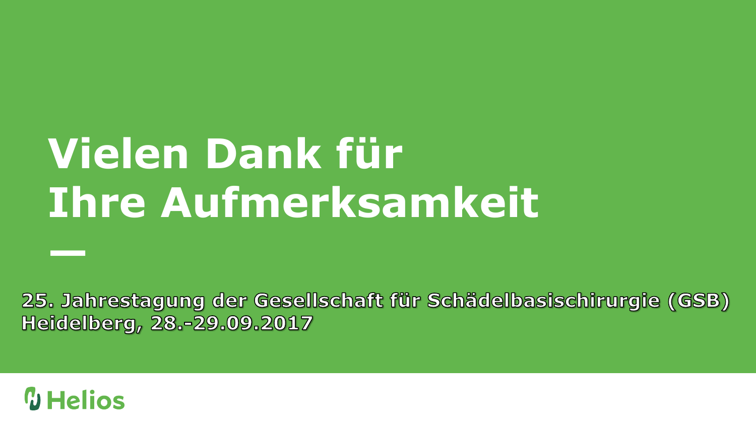# Vielen Dank für Ihre Aufmerksamkeit

—

25. Jahrestagung der Gesellschaft für Schädelbasischirurgie (GSB)
Heidelberg, 28.-29.09.2017

Helios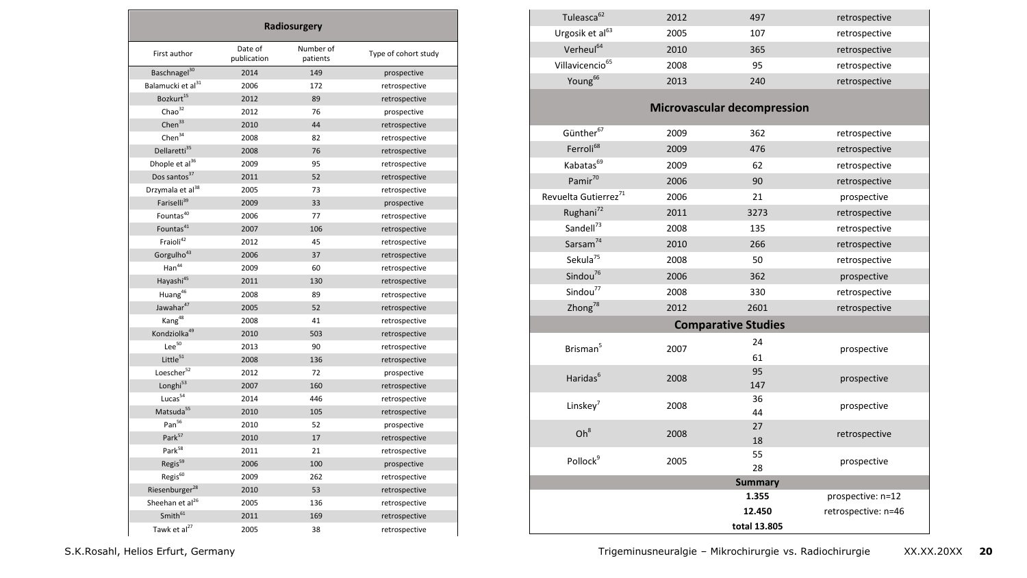| First author | Date of publication | Number of patients | Type of cohort study |
| --- | --- | --- | --- |
| **Radiosurgery** | | | |
| Baschnagel[30] | 2014 | 149 | prospective |
| Balamucki et al[31] | 2006 | 172 | retrospective |
| Bozkurt[15] | 2012 | 89 | retrospective |
| Chao[32] | 2012 | 76 | prospective |
| Chen[33] | 2010 | 44 | retrospective |
| Chen[34] | 2008 | 82 | retrospective |
| Dellaretti[35] | 2008 | 76 | retrospective |
| Dhople et al[36] | 2009 | 95 | retrospective |
| Dos santos[37] | 2011 | 52 | retrospective |
| Drzymala et al[38] | 2005 | 73 | retrospective |
| Fariselli[39] | 2009 | 33 | prospective |
| Fountas[40] | 2006 | 77 | retrospective |
| Fountas[41] | 2007 | 106 | retrospective |
| Fraioli[42] | 2012 | 45 | retrospective |
| Gorgulho[43] | 2006 | 37 | retrospective |
| Han[44] | 2009 | 60 | retrospective |
| Hayashi[45] | 2011 | 130 | retrospective |
| Huang[46] | 2008 | 89 | retrospective |
| Jawahar[47] | 2005 | 52 | retrospective |
| Kang[48] | 2008 | 41 | retrospective |
| Kondziolka[49] | 2010 | 503 | retrospective |
| Lee[50] | 2013 | 90 | retrospective |
| Little[51] | 2008 | 136 | retrospective |
| Loescher[52] | 2012 | 72 | prospective |
| Longhi[53] | 2007 | 160 | retrospective |
| Lucas[54] | 2014 | 446 | retrospective |
| Matsuda[55] | 2010 | 105 | retrospective |
| Pan[56] | 2010 | 52 | prospective |
| Park[57] | 2010 | 17 | retrospective |
| Park[58] | 2011 | 21 | retrospective |
| Regis[59] | 2006 | 100 | prospective |
| Regis[60] | 2009 | 262 | retrospective |
| Riesenburger[28] | 2010 | 53 | retrospective |
| Sheehan et al[26] | 2005 | 136 | retrospective |
| Smith[61] | 2011 | 169 | retrospective |
| Tawk et al[27] | 2005 | 38 | retrospective |
| Tuleasca[62] | 2012 | 497 | retrospective |
| Urgosik et al[63] | 2005 | 107 | retrospective |
| Verheul[64] | 2010 | 365 | retrospective |
| Villavicencio[65] | 2008 | 95 | retrospective |
| Young[66] | 2013 | 240 | retrospective |
| **Microvascular decompression** | | | |
| Günther[67] | 2009 | 362 | retrospective |
| Ferroli[68] | 2009 | 476 | retrospective |
| Kabatas[69] | 2009 | 62 | retrospective |
| Pamir[70] | 2006 | 90 | retrospective |
| Revuelta Gutierrez[71] | 2006 | 21 | prospective |
| Rughani[72] | 2011 | 3273 | retrospective |
| Sandell[73] | 2008 | 135 | retrospective |
| Sarsam[74] | 2010 | 266 | retrospective |
| Sekula[75] | 2008 | 50 | retrospective |
| Sindou[76] | 2006 | 362 | prospective |
| Sindou[77] | 2008 | 330 | retrospective |
| Zhong[78] | 2012 | 2601 | retrospective |
| **Comparative Studies** | | | |
| Brisman[5] | 2007 | 24<br>61 | prospective |
| Haridas[6] | 2008 | 95<br>147 | prospective |
| Linskey[7] | 2008 | 36<br>44 | prospective |
| Oh[8] | 2008 | 27<br>18 | retrospective |
| Pollock[9] | 2005 | 55<br>28 | prospective |
| **Summary** | | | |
| | | **1.355** | prospective: n=12 |
| | | **12.450** | retrospective: n=46 |
| | | **total 13.805** | |